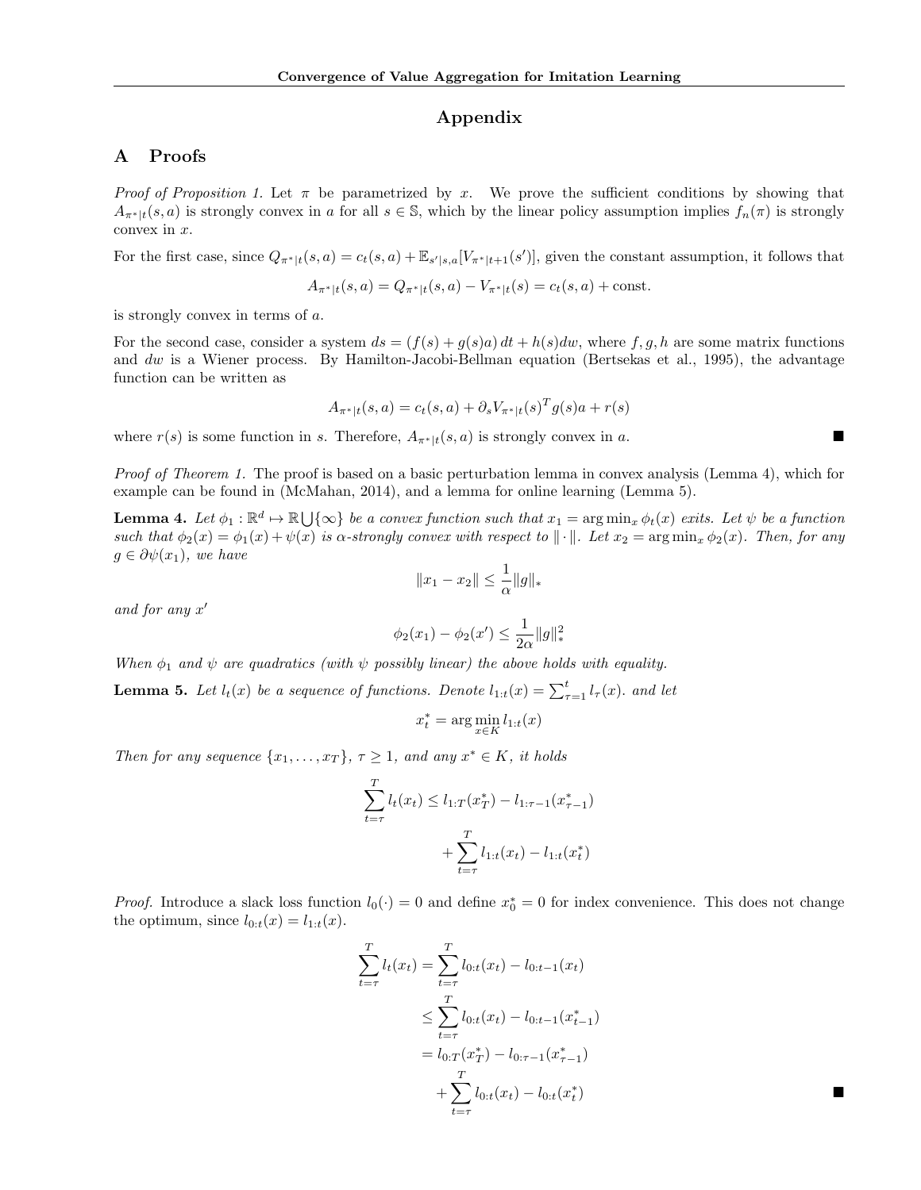# Appendix

## A Proofs

*Proof of Proposition 1.* Let $\pi$ be parametrized by $x$. We prove the sufficient conditions by showing that $A_{\pi^*|t}(s,a)$ is strongly convex in $a$ for all $s \in \mathbb{S}$, which by the linear policy assumption implies $f_n(\pi)$ is strongly convex in $x$.

For the first case, since $Q_{\pi^*|t}(s,a) = c_t(s,a) + \mathbb{E}_{s'|s,a}[V_{\pi^*|t+1}(s')]$, given the constant assumption, it follows that

$$A_{\pi^*|t}(s,a) = Q_{\pi^*|t}(s,a) - V_{\pi^*|t}(s) = c_t(s,a) + \text{const.}$$

is strongly convex in terms of $a$.

For the second case, consider a system $ds = (f(s) + g(s)a)\,dt + h(s)dw$, where $f, g, h$ are some matrix functions and $dw$ is a Wiener process. By Hamilton-Jacobi-Bellman equation (Bertsekas et al., 1995), the advantage function can be written as

$$A_{\pi^*|t}(s,a) = c_t(s,a) + \partial_s V_{\pi^*|t}(s)^T g(s) a + r(s)$$

where $r(s)$ is some function in $s$. Therefore, $A_{\pi^*|t}(s,a)$ is strongly convex in $a$. ∎

*Proof of Theorem 1.* The proof is based on a basic perturbation lemma in convex analysis (Lemma 4), which for example can be found in (McMahan, 2014), and a lemma for online learning (Lemma 5).

**Lemma 4.** *Let $\phi_1 : \mathbb{R}^d \mapsto \mathbb{R} \bigcup \{\infty\}$ be a convex function such that $x_1 = \arg\min_x \phi_t(x)$ exits. Let $\psi$ be a function such that $\phi_2(x) = \phi_1(x) + \psi(x)$ is $\alpha$-strongly convex with respect to $\|\cdot\|$. Let $x_2 = \arg\min_x \phi_2(x)$. Then, for any $g \in \partial\psi(x_1)$, we have*

$$\|x_1 - x_2\| \leq \frac{1}{\alpha}\|g\|_*$$

*and for any $x'$*

$$\phi_2(x_1) - \phi_2(x') \leq \frac{1}{2\alpha}\|g\|_*^2$$

*When $\phi_1$ and $\psi$ are quadratics (with $\psi$ possibly linear) the above holds with equality.*

**Lemma 5.** *Let $l_t(x)$ be a sequence of functions. Denote $l_{1:t}(x) = \sum_{\tau=1}^{t} l_\tau(x)$. and let*

$$x_t^* = \arg\min_{x \in K} l_{1:t}(x)$$

*Then for any sequence $\{x_1, \ldots, x_T\}$, $\tau \geq 1$, and any $x^* \in K$, it holds*

$$\sum_{t=\tau}^{T} l_t(x_t) \leq l_{1:T}(x_T^*) - l_{1:\tau-1}(x_{\tau-1}^*) + \sum_{t=\tau}^{T} l_{1:t}(x_t) - l_{1:t}(x_t^*)$$

*Proof.* Introduce a slack loss function $l_0(\cdot) = 0$ and define $x_0^* = 0$ for index convenience. This does not change the optimum, since $l_{0:t}(x) = l_{1:t}(x)$.

$$\begin{aligned}
\sum_{t=\tau}^{T} l_t(x_t) &= \sum_{t=\tau}^{T} l_{0:t}(x_t) - l_{0:t-1}(x_t) \\
&\leq \sum_{t=\tau}^{T} l_{0:t}(x_t) - l_{0:t-1}(x_{t-1}^*) \\
&= l_{0:T}(x_T^*) - l_{0:\tau-1}(x_{\tau-1}^*) \\
&\quad + \sum_{t=\tau}^{T} l_{0:t}(x_t) - l_{0:t}(x_t^*)
\end{aligned}$$

∎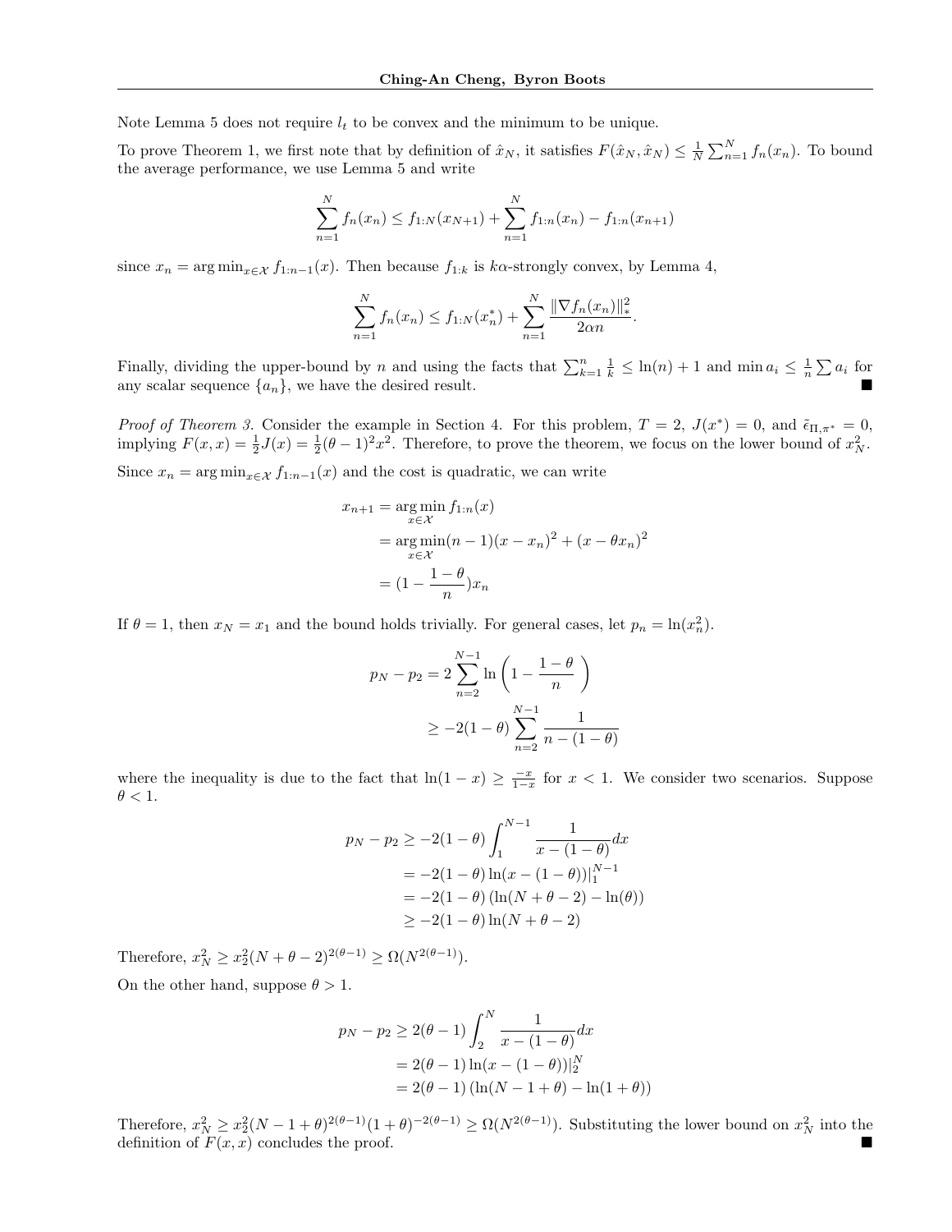Note Lemma 5 does not require $l_t$ to be convex and the minimum to be unique.

To prove Theorem 1, we first note that by definition of $\hat{x}_N$, it satisfies $F(\hat{x}_N, \hat{x}_N) \leq \frac{1}{N}\sum_{n=1}^{N} f_n(x_n)$. To bound the average performance, we use Lemma 5 and write

$$\sum_{n=1}^{N} f_n(x_n) \leq f_{1:N}(x_{N+1}) + \sum_{n=1}^{N} f_{1:n}(x_n) - f_{1:n}(x_{n+1})$$

since $x_n = \arg\min_{x \in \mathcal{X}} f_{1:n-1}(x)$. Then because $f_{1:k}$ is $k\alpha$-strongly convex, by Lemma 4,

$$\sum_{n=1}^{N} f_n(x_n) \leq f_{1:N}(x_n^*) + \sum_{n=1}^{N} \frac{\|\nabla f_n(x_n)\|_*^2}{2\alpha n}.$$

Finally, dividing the upper-bound by $n$ and using the facts that $\sum_{k=1}^{n} \frac{1}{k} \leq \ln(n) + 1$ and $\min a_i \leq \frac{1}{n}\sum a_i$ for any scalar sequence $\{a_n\}$, we have the desired result. ■

*Proof of Theorem 3.* Consider the example in Section 4. For this problem, $T = 2$, $J(x^*) = 0$, and $\tilde{\epsilon}_{\Pi,\pi^*} = 0$, implying $F(x, x) = \frac{1}{2}J(x) = \frac{1}{2}(\theta - 1)^2 x^2$. Therefore, to prove the theorem, we focus on the lower bound of $x_N^2$.

Since $x_n = \arg\min_{x \in \mathcal{X}} f_{1:n-1}(x)$ and the cost is quadratic, we can write

$$\begin{aligned}
x_{n+1} &= \arg\min_{x \in \mathcal{X}} f_{1:n}(x) \\
&= \arg\min_{x \in \mathcal{X}} (n-1)(x - x_n)^2 + (x - \theta x_n)^2 \\
&= (1 - \frac{1-\theta}{n}) x_n
\end{aligned}$$

If $\theta = 1$, then $x_N = x_1$ and the bound holds trivially. For general cases, let $p_n = \ln(x_n^2)$.

$$\begin{aligned}
p_N - p_2 &= 2\sum_{n=2}^{N-1} \ln\left(1 - \frac{1-\theta}{n}\right) \\
&\geq -2(1-\theta)\sum_{n=2}^{N-1} \frac{1}{n - (1-\theta)}
\end{aligned}$$

where the inequality is due to the fact that $\ln(1-x) \geq \frac{-x}{1-x}$ for $x < 1$. We consider two scenarios. Suppose $\theta < 1$.

$$\begin{aligned}
p_N - p_2 &\geq -2(1-\theta)\int_{1}^{N-1} \frac{1}{x - (1-\theta)} dx \\
&= -2(1-\theta)\ln(x - (1-\theta))|_1^{N-1} \\
&= -2(1-\theta)\left(\ln(N + \theta - 2) - \ln(\theta)\right) \\
&\geq -2(1-\theta)\ln(N + \theta - 2)
\end{aligned}$$

Therefore, $x_N^2 \geq x_2^2 (N + \theta - 2)^{2(\theta-1)} \geq \Omega(N^{2(\theta-1)})$.

On the other hand, suppose $\theta > 1$.

$$\begin{aligned}
p_N - p_2 &\geq 2(\theta - 1)\int_{2}^{N} \frac{1}{x - (1-\theta)} dx \\
&= 2(\theta-1)\ln(x - (1-\theta))|_2^N \\
&= 2(\theta-1)\left(\ln(N - 1 + \theta) - \ln(1+\theta)\right)
\end{aligned}$$

Therefore, $x_N^2 \geq x_2^2 (N - 1 + \theta)^{2(\theta-1)}(1+\theta)^{-2(\theta-1)} \geq \Omega(N^{2(\theta-1)})$. Substituting the lower bound on $x_N^2$ into the definition of $F(x, x)$ concludes the proof. ■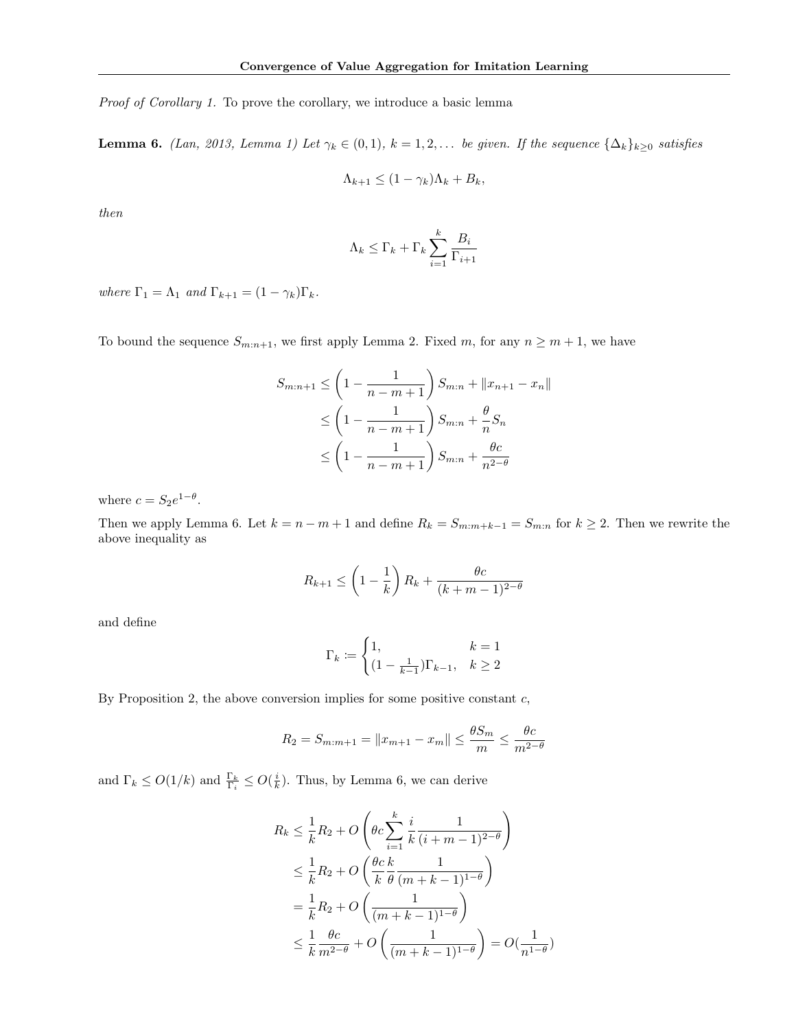*Proof of Corollary 1.* To prove the corollary, we introduce a basic lemma

**Lemma 6.** *(Lan, 2013, Lemma 1) Let $\gamma_k \in (0,1)$, $k = 1, 2, \dots$ be given. If the sequence $\{\Delta_k\}_{k\geq 0}$ satisfies*

$$\Lambda_{k+1} \leq (1-\gamma_k)\Lambda_k + B_k,$$

*then*

$$\Lambda_k \leq \Gamma_k + \Gamma_k \sum_{i=1}^{k} \frac{B_i}{\Gamma_{i+1}}$$

*where $\Gamma_1 = \Lambda_1$ and $\Gamma_{k+1} = (1-\gamma_k)\Gamma_k$.*

To bound the sequence $S_{m:n+1}$, we first apply Lemma 2. Fixed $m$, for any $n \geq m+1$, we have

$$\begin{aligned}
S_{m:n+1} &\leq \left(1 - \frac{1}{n-m+1}\right) S_{m:n} + \|x_{n+1} - x_n\| \\
&\leq \left(1 - \frac{1}{n-m+1}\right) S_{m:n} + \frac{\theta}{n} S_n \\
&\leq \left(1 - \frac{1}{n-m+1}\right) S_{m:n} + \frac{\theta c}{n^{2-\theta}}
\end{aligned}$$

where $c = S_2 e^{1-\theta}$.

Then we apply Lemma 6. Let $k = n - m + 1$ and define $R_k = S_{m:m+k-1} = S_{m:n}$ for $k \geq 2$. Then we rewrite the above inequality as

$$R_{k+1} \leq \left(1 - \frac{1}{k}\right) R_k + \frac{\theta c}{(k+m-1)^{2-\theta}}$$

and define

$$\Gamma_k \coloneqq \begin{cases} 1, & k = 1 \\ (1 - \frac{1}{k-1})\Gamma_{k-1}, & k \geq 2 \end{cases}$$

By Proposition 2, the above conversion implies for some positive constant $c$,

$$R_2 = S_{m:m+1} = \|x_{m+1} - x_m\| \leq \frac{\theta S_m}{m} \leq \frac{\theta c}{m^{2-\theta}}$$

and $\Gamma_k \leq O(1/k)$ and $\frac{\Gamma_k}{\Gamma_i} \leq O(\frac{i}{k})$. Thus, by Lemma 6, we can derive

$$\begin{aligned}
R_k &\leq \frac{1}{k} R_2 + O\left(\theta c \sum_{i=1}^{k} \frac{i}{k} \frac{1}{(i+m-1)^{2-\theta}}\right) \\
&\leq \frac{1}{k} R_2 + O\left(\frac{\theta c}{k} \frac{k}{\theta} \frac{1}{(m+k-1)^{1-\theta}}\right) \\
&= \frac{1}{k} R_2 + O\left(\frac{1}{(m+k-1)^{1-\theta}}\right) \\
&\leq \frac{1}{k} \frac{\theta c}{m^{2-\theta}} + O\left(\frac{1}{(m+k-1)^{1-\theta}}\right) = O(\frac{1}{n^{1-\theta}})
\end{aligned}$$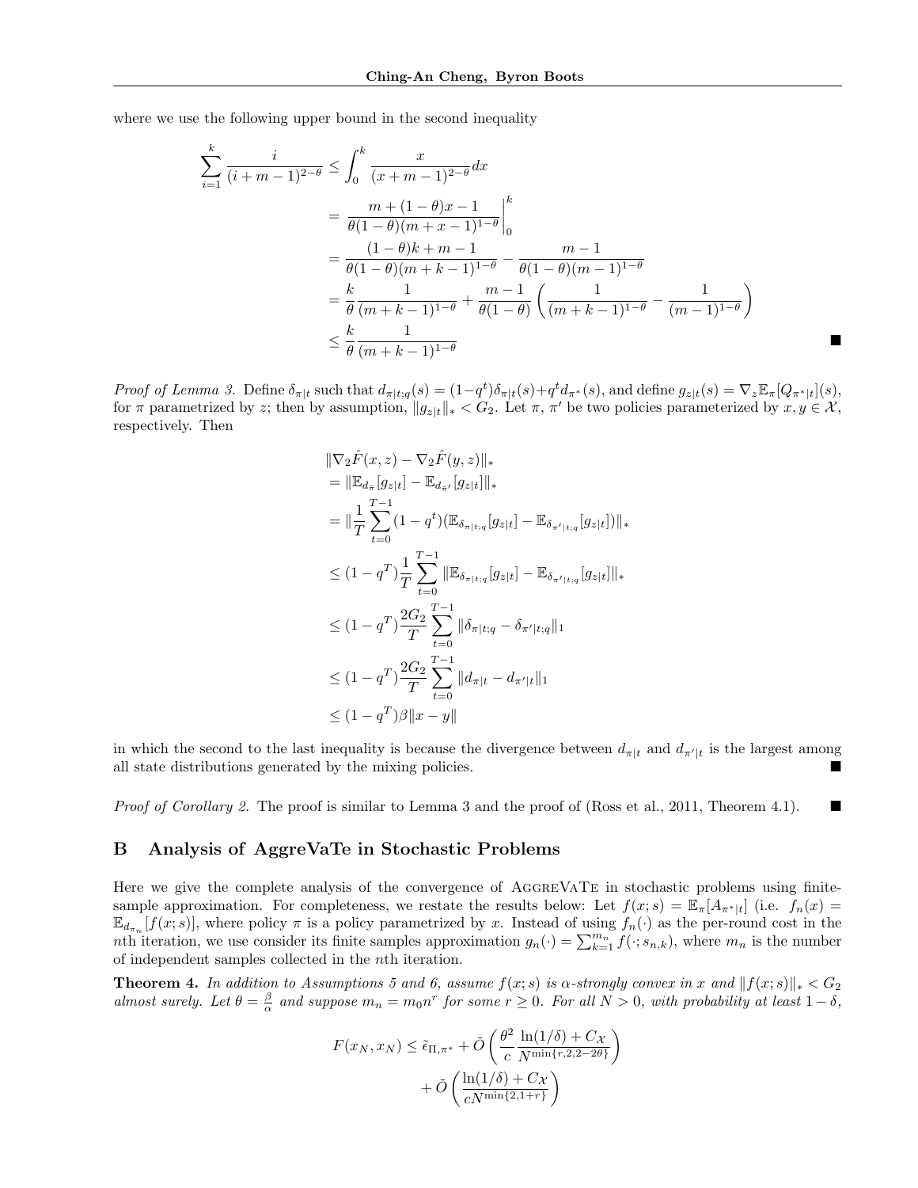where we use the following upper bound in the second inequality

$$
\begin{aligned}
\sum_{i=1}^{k} \frac{i}{(i+m-1)^{2-\theta}} &\leq \int_0^k \frac{x}{(x+m-1)^{2-\theta}} dx \\
&= \left. \frac{m+(1-\theta)x-1}{\theta(1-\theta)(m+x-1)^{1-\theta}} \right|_0^k \\
&= \frac{(1-\theta)k+m-1}{\theta(1-\theta)(m+k-1)^{1-\theta}} - \frac{m-1}{\theta(1-\theta)(m-1)^{1-\theta}} \\
&= \frac{k}{\theta} \frac{1}{(m+k-1)^{1-\theta}} + \frac{m-1}{\theta(1-\theta)} \left( \frac{1}{(m+k-1)^{1-\theta}} - \frac{1}{(m-1)^{1-\theta}} \right) \\
&\leq \frac{k}{\theta} \frac{1}{(m+k-1)^{1-\theta}}
\end{aligned}
$$

■

*Proof of Lemma 3.* Define $\delta_{\pi|t}$ such that $d_{\pi|t;q}(s) = (1-q^t)\delta_{\pi|t}(s) + q^t d_{\pi^*}(s)$, and define $g_{z|t}(s) = \nabla_z \mathbb{E}_\pi[Q_{\pi^*|t}](s)$, for $\pi$ parametrized by $z$; then by assumption, $\|g_{z|t}\|_* < G_2$. Let $\pi$, $\pi'$ be two policies parameterized by $x, y \in \mathcal{X}$, respectively. Then

$$
\begin{aligned}
&\|\nabla_2 \hat{F}(x,z) - \nabla_2 \hat{F}(y,z)\|_* \\
&= \|\mathbb{E}_{d_{\tilde{\pi}}}[g_{z|t}] - \mathbb{E}_{d_{\tilde{\pi}'}}[g_{z|t}]\|_* \\
&= \|\frac{1}{T} \sum_{t=0}^{T-1} (1-q^t)(\mathbb{E}_{\delta_{\pi|t;q}}[g_{z|t}] - \mathbb{E}_{\delta_{\pi'|t;q}}[g_{z|t}])\|_* \\
&\leq (1-q^T) \frac{1}{T} \sum_{t=0}^{T-1} \|\mathbb{E}_{\delta_{\pi|t;q}}[g_{z|t}] - \mathbb{E}_{\delta_{\pi'|t;q}}[g_{z|t}]\|_* \\
&\leq (1-q^T) \frac{2G_2}{T} \sum_{t=0}^{T-1} \|\delta_{\pi|t;q} - \delta_{\pi'|t;q}\|_1 \\
&\leq (1-q^T) \frac{2G_2}{T} \sum_{t=0}^{T-1} \|d_{\pi|t} - d_{\pi'|t}\|_1 \\
&\leq (1-q^T)\beta \|x-y\|
\end{aligned}
$$

in which the second to the last inequality is because the divergence between $d_{\pi|t}$ and $d_{\pi'|t}$ is the largest among all state distributions generated by the mixing policies. ■

*Proof of Corollary 2.* The proof is similar to Lemma 3 and the proof of (Ross et al., 2011, Theorem 4.1). ■

## B Analysis of AggreVaTe in Stochastic Problems

Here we give the complete analysis of the convergence of AggreVaTe in stochastic problems using finite-sample approximation. For completeness, we restate the results below: Let $f(x;s) = \mathbb{E}_\pi[A_{\pi^*|t}]$ (i.e. $f_n(x) = \mathbb{E}_{d_{\pi_n}}[f(x;s)]$, where policy $\pi$ is a policy parametrized by $x$. Instead of using $f_n(\cdot)$ as the per-round cost in the $n$th iteration, we use consider its finite samples approximation $g_n(\cdot) = \sum_{k=1}^{m_n} f(\cdot; s_{n,k})$, where $m_n$ is the number of independent samples collected in the $n$th iteration.

**Theorem 4.** *In addition to Assumptions 5 and 6, assume $f(x;s)$ is $\alpha$-strongly convex in $x$ and $\|f(x;s)\|_* < G_2$ almost surely. Let $\theta = \frac{\beta}{\alpha}$ and suppose $m_n = m_0 n^r$ for some $r \geq 0$. For all $N > 0$, with probability at least $1-\delta$,*

$$
\begin{aligned}
F(x_N, x_N) \leq \tilde{\epsilon}_{\Pi,\pi^*} &+ \tilde{O}\left( \frac{\theta^2}{c} \frac{\ln(1/\delta) + C_\mathcal{X}}{N^{\min\{r,2,2-2\theta\}}} \right) \\
&+ \tilde{O}\left( \frac{\ln(1/\delta) + C_\mathcal{X}}{cN^{\min\{2,1+r\}}} \right)
\end{aligned}
$$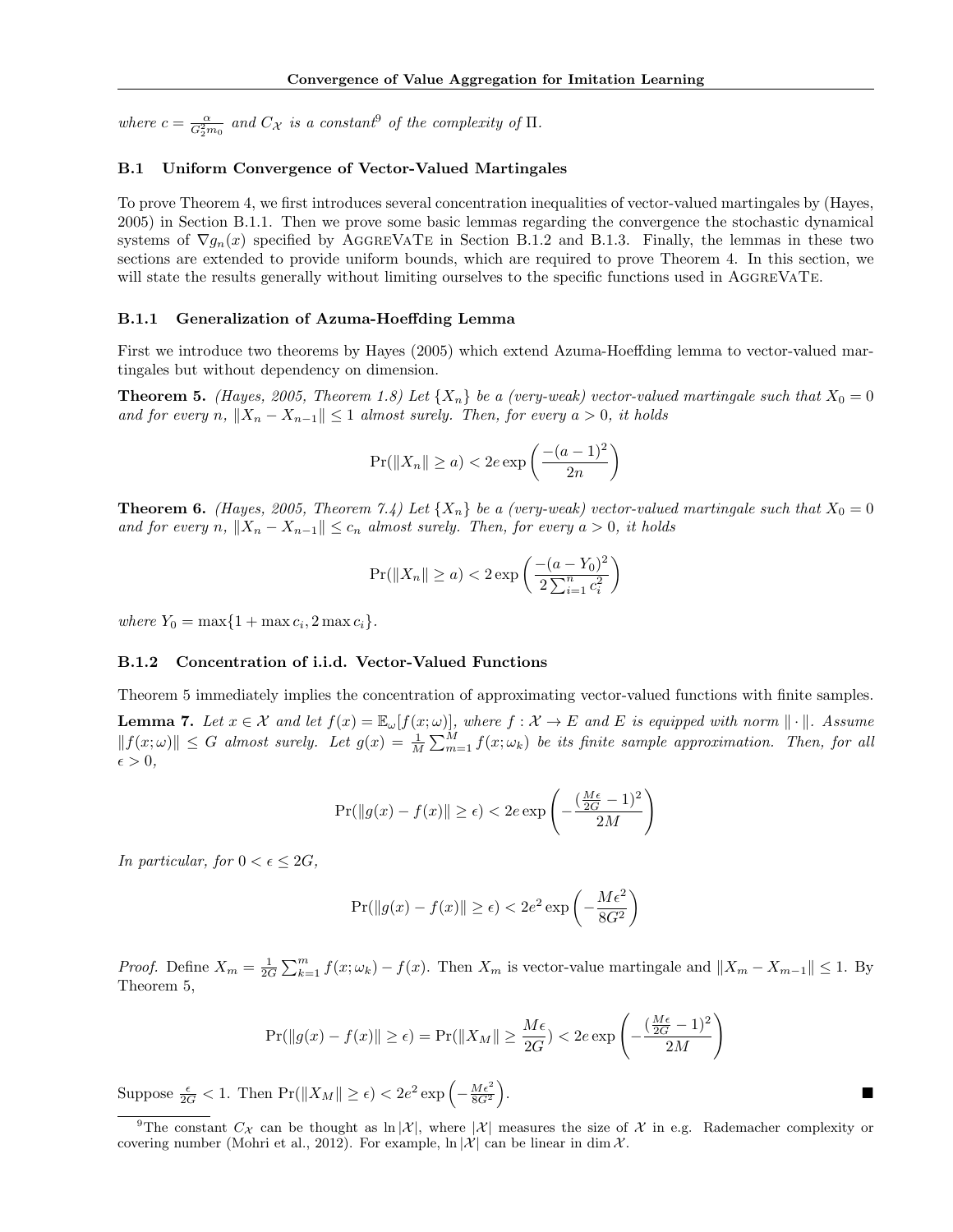where $c = \frac{\alpha}{G_2^2 m_0}$ and $C_{\mathcal{X}}$ is a constant[9] of the complexity of $\Pi$.

### B.1 Uniform Convergence of Vector-Valued Martingales

To prove Theorem 4, we first introduces several concentration inequalities of vector-valued martingales by (Hayes, 2005) in Section B.1.1. Then we prove some basic lemmas regarding the convergence the stochastic dynamical systems of $\nabla g_n(x)$ specified by AggreVaTe in Section B.1.2 and B.1.3. Finally, the lemmas in these two sections are extended to provide uniform bounds, which are required to prove Theorem 4. In this section, we will state the results generally without limiting ourselves to the specific functions used in AggreVaTe.

#### B.1.1 Generalization of Azuma-Hoeffding Lemma

First we introduce two theorems by Hayes (2005) which extend Azuma-Hoeffding lemma to vector-valued martingales but without dependency on dimension.

**Theorem 5.** *(Hayes, 2005, Theorem 1.8) Let $\{X_n\}$ be a (very-weak) vector-valued martingale such that $X_0 = 0$ and for every $n$, $\|X_n - X_{n-1}\| \leq 1$ almost surely. Then, for every $a > 0$, it holds*

$$\Pr(\|X_n\| \geq a) < 2e \exp\left(\frac{-(a-1)^2}{2n}\right)$$

**Theorem 6.** *(Hayes, 2005, Theorem 7.4) Let $\{X_n\}$ be a (very-weak) vector-valued martingale such that $X_0 = 0$ and for every $n$, $\|X_n - X_{n-1}\| \leq c_n$ almost surely. Then, for every $a > 0$, it holds*

$$\Pr(\|X_n\| \geq a) < 2 \exp\left(\frac{-(a-Y_0)^2}{2\sum_{i=1}^n c_i^2}\right)$$

*where $Y_0 = \max\{1 + \max c_i, 2 \max c_i\}$.*

#### B.1.2 Concentration of i.i.d. Vector-Valued Functions

Theorem 5 immediately implies the concentration of approximating vector-valued functions with finite samples.

**Lemma 7.** *Let $x \in \mathcal{X}$ and let $f(x) = \mathbb{E}_\omega[f(x;\omega)]$, where $f : \mathcal{X} \to E$ and $E$ is equipped with norm $\|\cdot\|$. Assume $\|f(x;\omega)\| \leq G$ almost surely. Let $g(x) = \frac{1}{M}\sum_{m=1}^M f(x;\omega_k)$ be its finite sample approximation. Then, for all $\epsilon > 0$,*

$$\Pr(\|g(x) - f(x)\| \geq \epsilon) < 2e \exp\left(-\frac{(\frac{M\epsilon}{2G} - 1)^2}{2M}\right)$$

*In particular, for $0 < \epsilon \leq 2G$,*

$$\Pr(\|g(x) - f(x)\| \geq \epsilon) < 2e^2 \exp\left(-\frac{M\epsilon^2}{8G^2}\right)$$

*Proof.* Define $X_m = \frac{1}{2G}\sum_{k=1}^m f(x;\omega_k) - f(x)$. Then $X_m$ is vector-value martingale and $\|X_m - X_{m-1}\| \leq 1$. By Theorem 5,

$$\Pr(\|g(x) - f(x)\| \geq \epsilon) = \Pr(\|X_M\| \geq \frac{M\epsilon}{2G}) < 2e \exp\left(-\frac{(\frac{M\epsilon}{2G} - 1)^2}{2M}\right)$$

Suppose $\frac{\epsilon}{2G} < 1$. Then $\Pr(\|X_M\| \geq \epsilon) < 2e^2 \exp\left(-\frac{M\epsilon^2}{8G^2}\right)$. ■

[9] The constant $C_{\mathcal{X}}$ can be thought as $\ln|\mathcal{X}|$, where $|\mathcal{X}|$ measures the size of $\mathcal{X}$ in e.g. Rademacher complexity or covering number (Mohri et al., 2012). For example, $\ln|\mathcal{X}|$ can be linear in $\dim \mathcal{X}$.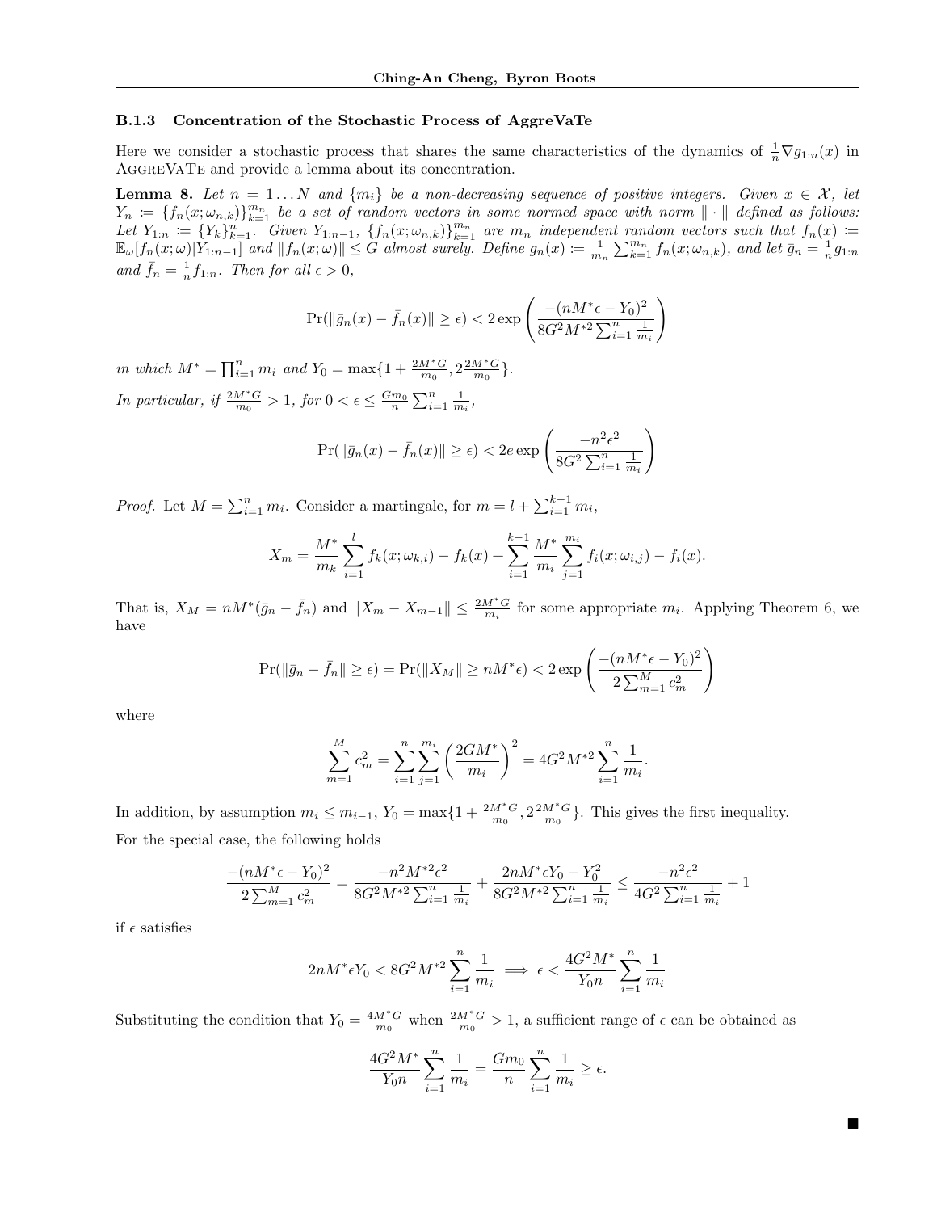### B.1.3 Concentration of the Stochastic Process of AggreVaTe

Here we consider a stochastic process that shares the same characteristics of the dynamics of $\frac{1}{n}\nabla g_{1:n}(x)$ in AggreVaTe and provide a lemma about its concentration.

**Lemma 8.** *Let $n = 1 \dots N$ and $\{m_i\}$ be a non-decreasing sequence of positive integers. Given $x \in \mathcal{X}$, let $Y_n \coloneqq \{f_n(x; \omega_{n,k})\}_{k=1}^{m_n}$ be a set of random vectors in some normed space with norm $\|\cdot\|$ defined as follows: Let $Y_{1:n} \coloneqq \{Y_k\}_{k=1}^{n}$. Given $Y_{1:n-1}$, $\{f_n(x; \omega_{n,k})\}_{k=1}^{m_n}$ are $m_n$ independent random vectors such that $f_n(x) \coloneqq \mathbb{E}_\omega[f_n(x;\omega)|Y_{1:n-1}]$ and $\|f_n(x;\omega)\| \leq G$ almost surely. Define $g_n(x) \coloneqq \frac{1}{m_n}\sum_{k=1}^{m_n} f_n(x;\omega_{n,k})$, and let $\bar{g}_n = \frac{1}{n} g_{1:n}$ and $\bar{f}_n = \frac{1}{n} f_{1:n}$. Then for all $\epsilon > 0$,*

$$\Pr(\|\bar{g}_n(x) - \bar{f}_n(x)\| \geq \epsilon) < 2\exp\left(\frac{-(nM^*\epsilon - Y_0)^2}{8G^2 M^{*2}\sum_{i=1}^n \frac{1}{m_i}}\right)$$

*in which $M^* = \prod_{i=1}^n m_i$ and $Y_0 = \max\{1 + \frac{2M^*G}{m_0}, 2\frac{2M^*G}{m_0}\}$.*

*In particular, if $\frac{2M^*G}{m_0} > 1$, for $0 < \epsilon \leq \frac{Gm_0}{n}\sum_{i=1}^n \frac{1}{m_i}$,*

$$\Pr(\|\bar{g}_n(x) - \bar{f}_n(x)\| \geq \epsilon) < 2e\exp\left(\frac{-n^2\epsilon^2}{8G^2\sum_{i=1}^n \frac{1}{m_i}}\right)$$

*Proof.* Let $M = \sum_{i=1}^n m_i$. Consider a martingale, for $m = l + \sum_{i=1}^{k-1} m_i$,

$$X_m = \frac{M^*}{m_k}\sum_{i=1}^{l} f_k(x;\omega_{k,i}) - f_k(x) + \sum_{i=1}^{k-1}\frac{M^*}{m_i}\sum_{j=1}^{m_i} f_i(x;\omega_{i,j}) - f_i(x).$$

That is, $X_M = nM^*(\bar{g}_n - \bar{f}_n)$ and $\|X_m - X_{m-1}\| \leq \frac{2M^*G}{m_i}$ for some appropriate $m_i$. Applying Theorem 6, we have

$$\Pr(\|\bar{g}_n - \bar{f}_n\| \geq \epsilon) = \Pr(\|X_M\| \geq nM^*\epsilon) < 2\exp\left(\frac{-(nM^*\epsilon - Y_0)^2}{2\sum_{m=1}^M c_m^2}\right)$$

where

$$\sum_{m=1}^M c_m^2 = \sum_{i=1}^n\sum_{j=1}^{m_i}\left(\frac{2GM^*}{m_i}\right)^2 = 4G^2M^{*2}\sum_{i=1}^n\frac{1}{m_i}.$$

In addition, by assumption $m_i \leq m_{i-1}$, $Y_0 = \max\{1 + \frac{2M^*G}{m_0}, 2\frac{2M^*G}{m_0}\}$. This gives the first inequality.

For the special case, the following holds

$$\frac{-(nM^*\epsilon - Y_0)^2}{2\sum_{m=1}^M c_m^2} = \frac{-n^2M^{*2}\epsilon^2}{8G^2M^{*2}\sum_{i=1}^n\frac{1}{m_i}} + \frac{2nM^*\epsilon Y_0 - Y_0^2}{8G^2M^{*2}\sum_{i=1}^n\frac{1}{m_i}} \leq \frac{-n^2\epsilon^2}{4G^2\sum_{i=1}^n\frac{1}{m_i}} + 1$$

if $\epsilon$ satisfies

$$2nM^*\epsilon Y_0 < 8G^2M^{*2}\sum_{i=1}^n\frac{1}{m_i} \implies \epsilon < \frac{4G^2M^*}{Y_0 n}\sum_{i=1}^n\frac{1}{m_i}$$

Substituting the condition that $Y_0 = \frac{4M^*G}{m_0}$ when $\frac{2M^*G}{m_0} > 1$, a sufficient range of $\epsilon$ can be obtained as

$$\frac{4G^2M^*}{Y_0 n}\sum_{i=1}^n\frac{1}{m_i} = \frac{Gm_0}{n}\sum_{i=1}^n\frac{1}{m_i} \geq \epsilon.$$

■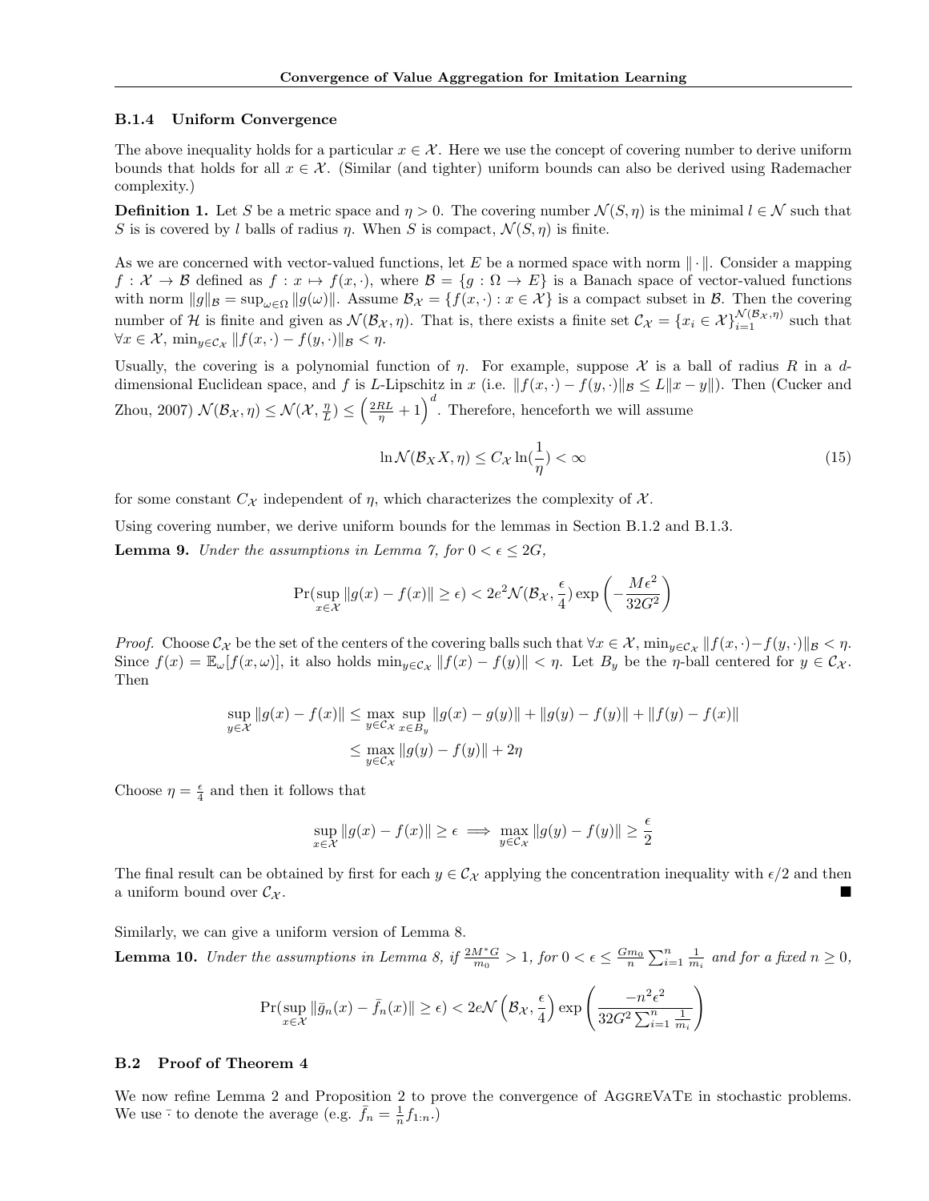### B.1.4 Uniform Convergence

The above inequality holds for a particular $x \in \mathcal{X}$. Here we use the concept of covering number to derive uniform bounds that holds for all $x \in \mathcal{X}$. (Similar (and tighter) uniform bounds can also be derived using Rademacher complexity.)

**Definition 1.** Let $S$ be a metric space and $\eta > 0$. The covering number $\mathcal{N}(S, \eta)$ is the minimal $l \in \mathcal{N}$ such that $S$ is is covered by $l$ balls of radius $\eta$. When $S$ is compact, $\mathcal{N}(S, \eta)$ is finite.

As we are concerned with vector-valued functions, let $E$ be a normed space with norm $\|\cdot\|$. Consider a mapping $f : \mathcal{X} \to \mathcal{B}$ defined as $f : x \mapsto f(x, \cdot)$, where $\mathcal{B} = \{g : \Omega \to E\}$ is a Banach space of vector-valued functions with norm $\|g\|_{\mathcal{B}} = \sup_{\omega \in \Omega} \|g(\omega)\|$. Assume $\mathcal{B}_{\mathcal{X}} = \{f(x, \cdot) : x \in \mathcal{X}\}$ is a compact subset in $\mathcal{B}$. Then the covering number of $\mathcal{H}$ is finite and given as $\mathcal{N}(\mathcal{B}_{\mathcal{X}}, \eta)$. That is, there exists a finite set $\mathcal{C}_{\mathcal{X}} = \{x_i \in \mathcal{X}\}_{i=1}^{\mathcal{N}(\mathcal{B}_{\mathcal{X}}, \eta)}$ such that $\forall x \in \mathcal{X}$, $\min_{y \in \mathcal{C}_{\mathcal{X}}} \|f(x, \cdot) - f(y, \cdot)\|_{\mathcal{B}} < \eta$.

Usually, the covering is a polynomial function of $\eta$. For example, suppose $\mathcal{X}$ is a ball of radius $R$ in a $d$-dimensional Euclidean space, and $f$ is $L$-Lipschitz in $x$ (i.e. $\|f(x, \cdot) - f(y, \cdot)\|_{\mathcal{B}} \leq L\|x - y\|$). Then (Cucker and Zhou, 2007) $\mathcal{N}(\mathcal{B}_{\mathcal{X}}, \eta) \leq \mathcal{N}(\mathcal{X}, \frac{\eta}{L}) \leq \left(\frac{2RL}{\eta} + 1\right)^d$. Therefore, henceforth we will assume

$$
\ln \mathcal{N}(\mathcal{B}_X X, \eta) \leq C_{\mathcal{X}} \ln(\frac{1}{\eta}) < \infty \tag{15}
$$

for some constant $C_{\mathcal{X}}$ independent of $\eta$, which characterizes the complexity of $\mathcal{X}$.

Using covering number, we derive uniform bounds for the lemmas in Section B.1.2 and B.1.3.

**Lemma 9.** *Under the assumptions in Lemma 7, for $0 < \epsilon \leq 2G$,*

$$
\Pr(\sup_{x \in \mathcal{X}} \|g(x) - f(x)\| \geq \epsilon) < 2e^2 \mathcal{N}(\mathcal{B}_{\mathcal{X}}, \frac{\epsilon}{4}) \exp\left(-\frac{M\epsilon^2}{32G^2}\right)
$$

*Proof.* Choose $\mathcal{C}_{\mathcal{X}}$ be the set of the centers of the covering balls such that $\forall x \in \mathcal{X}$, $\min_{y \in \mathcal{C}_{\mathcal{X}}} \|f(x, \cdot) - f(y, \cdot)\|_{\mathcal{B}} < \eta$. Since $f(x) = \mathbb{E}_{\omega}[f(x, \omega)]$, it also holds $\min_{y \in \mathcal{C}_{\mathcal{X}}} \|f(x) - f(y)\| < \eta$. Let $B_y$ be the $\eta$-ball centered for $y \in \mathcal{C}_{\mathcal{X}}$. Then

$$
\begin{aligned}
\sup_{y \in \mathcal{X}} \|g(x) - f(x)\| &\leq \max_{y \in \mathcal{C}_{\mathcal{X}}} \sup_{x \in B_y} \|g(x) - g(y)\| + \|g(y) - f(y)\| + \|f(y) - f(x)\| \\
&\leq \max_{y \in \mathcal{C}_{\mathcal{X}}} \|g(y) - f(y)\| + 2\eta
\end{aligned}
$$

Choose $\eta = \frac{\epsilon}{4}$ and then it follows that

$$
\sup_{x \in \mathcal{X}} \|g(x) - f(x)\| \geq \epsilon \implies \max_{y \in \mathcal{C}_{\mathcal{X}}} \|g(y) - f(y)\| \geq \frac{\epsilon}{2}
$$

The final result can be obtained by first for each $y \in \mathcal{C}_{\mathcal{X}}$ applying the concentration inequality with $\epsilon/2$ and then a uniform bound over $\mathcal{C}_{\mathcal{X}}$. ■

Similarly, we can give a uniform version of Lemma 8.

**Lemma 10.** *Under the assumptions in Lemma 8, if $\frac{2M^*G}{m_0} > 1$, for $0 < \epsilon \leq \frac{Gm_0}{n} \sum_{i=1}^{n} \frac{1}{m_i}$ and for a fixed $n \geq 0$,*

$$
\Pr(\sup_{x \in \mathcal{X}} \|\bar{g}_n(x) - \bar{f}_n(x)\| \geq \epsilon) < 2e\mathcal{N}\left(\mathcal{B}_{\mathcal{X}}, \frac{\epsilon}{4}\right) \exp\left(\frac{-n^2\epsilon^2}{32G^2 \sum_{i=1}^{n} \frac{1}{m_i}}\right)
$$

## B.2 Proof of Theorem 4

We now refine Lemma 2 and Proposition 2 to prove the convergence of AggreVaTe in stochastic problems. We use $\bar{\cdot}$ to denote the average (e.g. $\bar{f}_n = \frac{1}{n} f_{1:n}$.)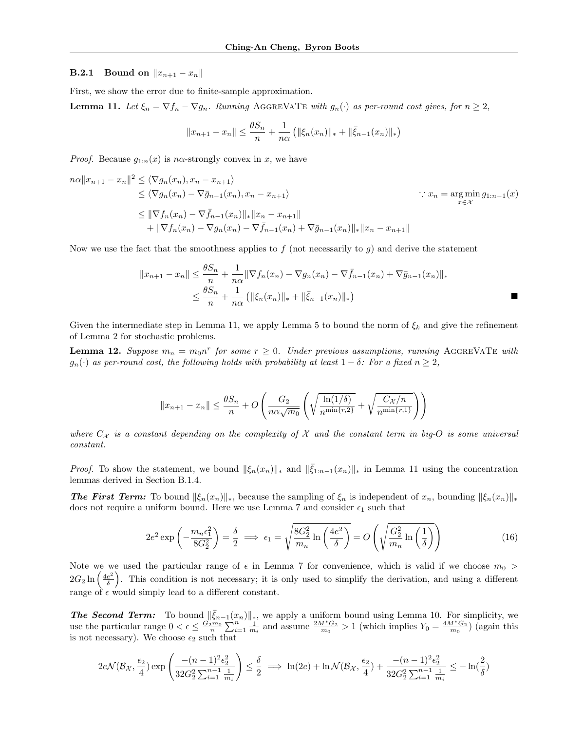#### B.2.1 Bound on $\|x_{n+1} - x_n\|$

First, we show the error due to finite-sample approximation.

**Lemma 11.** *Let $\xi_n = \nabla f_n - \nabla g_n$. Running* AGGREVATE *with $g_n(\cdot)$ as per-round cost gives, for $n \geq 2$,*

$$\|x_{n+1} - x_n\| \leq \frac{\theta S_n}{n} + \frac{1}{n\alpha}\left(\|\xi_n(x_n)\|_* + \|\bar{\xi}_{n-1}(x_n)\|_*\right)$$

*Proof.* Because $g_{1:n}(x)$ is $n\alpha$-strongly convex in $x$, we have

$$\begin{aligned}
n\alpha\|x_{n+1} - x_n\|^2 &\leq \langle \nabla g_n(x_n), x_n - x_{n+1}\rangle \\
&\leq \langle \nabla g_n(x_n) - \nabla \bar{g}_{n-1}(x_n), x_n - x_{n+1}\rangle \qquad \because x_n = \arg\min_{x\in\mathcal{X}} g_{1:n-1}(x) \\
&\leq \|\nabla f_n(x_n) - \nabla \bar{f}_{n-1}(x_n)\|_* \|x_n - x_{n+1}\| \\
&\quad + \|\nabla f_n(x_n) - \nabla g_n(x_n) - \nabla \bar{f}_{n-1}(x_n) + \nabla \bar{g}_{n-1}(x_n)\|_* \|x_n - x_{n+1}\|
\end{aligned}$$

Now we use the fact that the smoothness applies to $f$ (not necessarily to $g$) and derive the statement

$$\begin{aligned}
\|x_{n+1} - x_n\| &\leq \frac{\theta S_n}{n} + \frac{1}{n\alpha}\|\nabla f_n(x_n) - \nabla g_n(x_n) - \nabla \bar{f}_{n-1}(x_n) + \nabla \bar{g}_{n-1}(x_n)\|_* \\
&\leq \frac{\theta S_n}{n} + \frac{1}{n\alpha}\left(\|\xi_n(x_n)\|_* + \|\bar{\xi}_{n-1}(x_n)\|_*\right)
\end{aligned}$$

■

Given the intermediate step in Lemma 11, we apply Lemma 5 to bound the norm of $\xi_k$ and give the refinement of Lemma 2 for stochastic problems.

**Lemma 12.** *Suppose $m_n = m_0 n^r$ for some $r \geq 0$. Under previous assumptions, running* AGGREVATE *with $g_n(\cdot)$ as per-round cost, the following holds with probability at least $1-\delta$: For a fixed $n \geq 2$,*

$$\|x_{n+1} - x_n\| \leq \frac{\theta S_n}{n} + O\left(\frac{G_2}{n\alpha\sqrt{m_0}}\left(\sqrt{\frac{\ln(1/\delta)}{n^{\min\{r,2\}}}} + \sqrt{\frac{C_{\mathcal{X}}/n}{n^{\min\{r,1\}}}}\right)\right)$$

*where $C_{\mathcal{X}}$ is a constant depending on the complexity of $\mathcal{X}$ and the constant term in big-O is some universal constant.*

*Proof.* To show the statement, we bound $\|\xi_n(x_n)\|_*$ and $\|\bar{\xi}_{1:n-1}(x_n)\|_*$ in Lemma 11 using the concentration lemmas derived in Section B.1.4.

***The First Term:*** To bound $\|\xi_n(x_n)\|_*$, because the sampling of $\xi_n$ is independent of $x_n$, bounding $\|\xi_n(x_n)\|_*$ does not require a uniform bound. Here we use Lemma 7 and consider $\epsilon_1$ such that

$$2e^2\exp\left(-\frac{m_n\epsilon_1^2}{8G_2^2}\right) = \frac{\delta}{2} \implies \epsilon_1 = \sqrt{\frac{8G_2^2}{m_n}\ln\left(\frac{4e^2}{\delta}\right)} = O\left(\sqrt{\frac{G_2^2}{m_n}\ln\left(\frac{1}{\delta}\right)}\right) \tag{16}$$

Note we we used the particular range of $\epsilon$ in Lemma 7 for convenience, which is valid if we choose $m_0 > 2G_2\ln\left(\frac{4e^2}{\delta}\right)$. This condition is not necessary; it is only used to simplify the derivation, and using a different range of $\epsilon$ would simply lead to a different constant.

***The Second Term:*** To bound $\|\bar{\xi}_{n-1}(x_n)\|_*$, we apply a uniform bound using Lemma 10. For simplicity, we use the particular range $0 < \epsilon \leq \frac{G_2 m_0}{n}\sum_{i=1}^{n}\frac{1}{m_i}$ and assume $\frac{2M^* G_2}{m_0} > 1$ (which implies $Y_0 = \frac{4M^* G_2}{m_0}$) (again this is not necessary). We choose $\epsilon_2$ such that

$$2e\mathcal{N}(\mathcal{B}_{\mathcal{X}}, \frac{\epsilon_2}{4})\exp\left(\frac{-(n-1)^2\epsilon_2^2}{32G_2^2\sum_{i=1}^{n-1}\frac{1}{m_i}}\right) \leq \frac{\delta}{2} \implies \ln(2e) + \ln\mathcal{N}(\mathcal{B}_{\mathcal{X}}, \frac{\epsilon_2}{4}) + \frac{-(n-1)^2\epsilon_2^2}{32G_2^2\sum_{i=1}^{n-1}\frac{1}{m_i}} \leq -\ln(\frac{2}{\delta})$$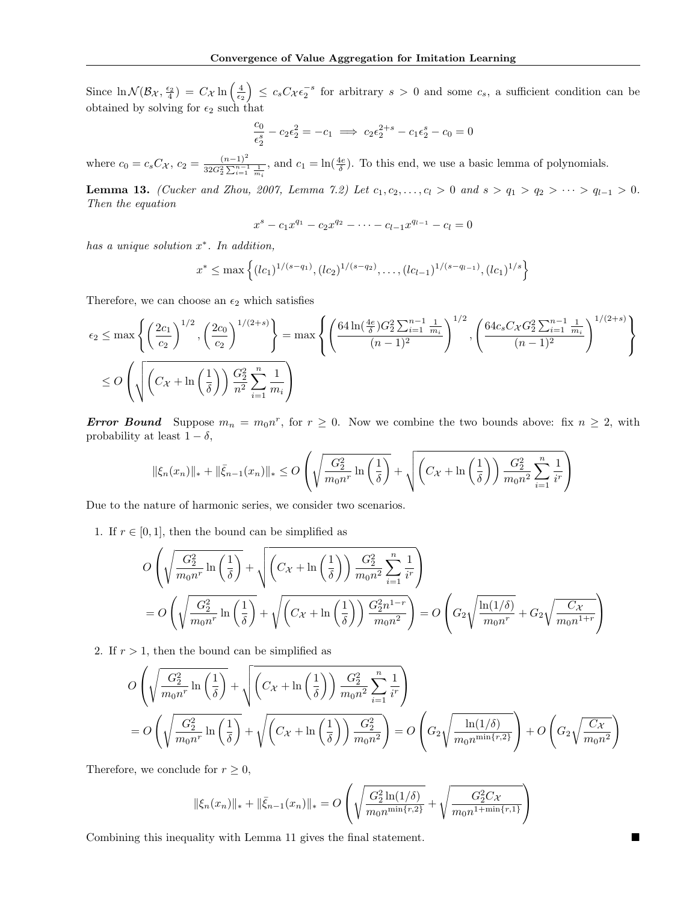Since $\ln \mathcal{N}(\mathcal{B}_{\mathcal{X}}, \frac{\epsilon_2}{4}) = C_{\mathcal{X}} \ln\left(\frac{4}{\epsilon_2}\right) \leq c_s C_{\mathcal{X}} \epsilon_2^{-s}$ for arbitrary $s > 0$ and some $c_s$, a sufficient condition can be obtained by solving for $\epsilon_2$ such that

$$\frac{c_0}{\epsilon_2^s} - c_2 \epsilon_2^2 = -c_1 \implies c_2 \epsilon_2^{2+s} - c_1 \epsilon_2^s - c_0 = 0$$

where $c_0 = c_s C_{\mathcal{X}}$, $c_2 = \frac{(n-1)^2}{32 G_2^2 \sum_{i=1}^{n-1} \frac{1}{m_i}}$, and $c_1 = \ln(\frac{4e}{\delta})$. To this end, we use a basic lemma of polynomials.

**Lemma 13.** *(Cucker and Zhou, 2007, Lemma 7.2) Let $c_1, c_2, \ldots, c_l > 0$ and $s > q_1 > q_2 > \cdots > q_{l-1} > 0$. Then the equation*

$$x^s - c_1 x^{q_1} - c_2 x^{q_2} - \cdots - c_{l-1} x^{q_{l-1}} - c_l = 0$$

*has a unique solution $x^*$. In addition,*

$$x^* \leq \max\left\{ (lc_1)^{1/(s-q_1)}, (lc_2)^{1/(s-q_2)}, \ldots, (lc_{l-1})^{1/(s-q_{l-1})}, (lc_1)^{1/s} \right\}$$

Therefore, we can choose an $\epsilon_2$ which satisfies

$$\epsilon_2 \leq \max\left\{ \left(\frac{2c_1}{c_2}\right)^{1/2}, \left(\frac{2c_0}{c_2}\right)^{1/(2+s)} \right\} = \max\left\{ \left(\frac{64 \ln(\frac{4e}{\delta}) G_2^2 \sum_{i=1}^{n-1} \frac{1}{m_i}}{(n-1)^2}\right)^{1/2}, \left(\frac{64 c_s C_{\mathcal{X}} G_2^2 \sum_{i=1}^{n-1} \frac{1}{m_i}}{(n-1)^2}\right)^{1/(2+s)} \right\}$$

$$\leq O\left( \sqrt{\left(C_{\mathcal{X}} + \ln\left(\frac{1}{\delta}\right)\right) \frac{G_2^2}{n^2} \sum_{i=1}^{n} \frac{1}{m_i}} \right)$$

***Error Bound*** Suppose $m_n = m_0 n^r$, for $r \geq 0$. Now we combine the two bounds above: fix $n \geq 2$, with probability at least $1 - \delta$,

$$\|\xi_n(x_n)\|_* + \|\bar{\xi}_{n-1}(x_n)\|_* \leq O\left( \sqrt{\frac{G_2^2}{m_0 n^r} \ln\left(\frac{1}{\delta}\right)} + \sqrt{\left(C_{\mathcal{X}} + \ln\left(\frac{1}{\delta}\right)\right) \frac{G_2^2}{m_0 n^2} \sum_{i=1}^{n} \frac{1}{i^r}} \right)$$

Due to the nature of harmonic series, we consider two scenarios.

1. If $r \in [0, 1]$, then the bound can be simplified as

$$O\left( \sqrt{\frac{G_2^2}{m_0 n^r} \ln\left(\frac{1}{\delta}\right)} + \sqrt{\left(C_{\mathcal{X}} + \ln\left(\frac{1}{\delta}\right)\right) \frac{G_2^2}{m_0 n^2} \sum_{i=1}^{n} \frac{1}{i^r}} \right)$$

$$= O\left( \sqrt{\frac{G_2^2}{m_0 n^r} \ln\left(\frac{1}{\delta}\right)} + \sqrt{\left(C_{\mathcal{X}} + \ln\left(\frac{1}{\delta}\right)\right) \frac{G_2^2 n^{1-r}}{m_0 n^2}} \right) = O\left( G_2 \sqrt{\frac{\ln(1/\delta)}{m_0 n^r}} + G_2 \sqrt{\frac{C_{\mathcal{X}}}{m_0 n^{1+r}}} \right)$$

2. If $r > 1$, then the bound can be simplified as

$$O\left( \sqrt{\frac{G_2^2}{m_0 n^r} \ln\left(\frac{1}{\delta}\right)} + \sqrt{\left(C_{\mathcal{X}} + \ln\left(\frac{1}{\delta}\right)\right) \frac{G_2^2}{m_0 n^2} \sum_{i=1}^{n} \frac{1}{i^r}} \right)$$

$$= O\left( \sqrt{\frac{G_2^2}{m_0 n^r} \ln\left(\frac{1}{\delta}\right)} + \sqrt{\left(C_{\mathcal{X}} + \ln\left(\frac{1}{\delta}\right)\right) \frac{G_2^2}{m_0 n^2}} \right) = O\left( G_2 \sqrt{\frac{\ln(1/\delta)}{m_0 n^{\min\{r,2\}}}} \right) + O\left( G_2 \sqrt{\frac{C_{\mathcal{X}}}{m_0 n^2}} \right)$$

Therefore, we conclude for $r \geq 0$,

$$\|\xi_n(x_n)\|_* + \|\bar{\xi}_{n-1}(x_n)\|_* = O\left( \sqrt{\frac{G_2^2 \ln(1/\delta)}{m_0 n^{\min\{r,2\}}}} + \sqrt{\frac{G_2^2 C_{\mathcal{X}}}{m_0 n^{1+\min\{r,1\}}}} \right)$$

Combining this inequality with Lemma 11 gives the final statement. ■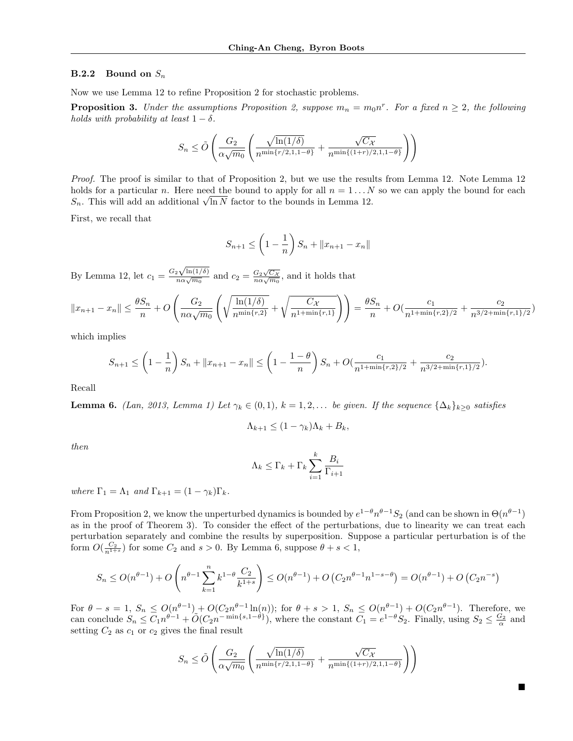### B.2.2 Bound on $S_n$

Now we use Lemma 12 to refine Proposition 2 for stochastic problems.

**Proposition 3.** *Under the assumptions Proposition 2, suppose $m_n = m_0 n^r$. For a fixed $n \geq 2$, the following holds with probability at least $1 - \delta$.*

$$S_n \leq \tilde{O}\left(\frac{G_2}{\alpha\sqrt{m_0}}\left(\frac{\sqrt{\ln(1/\delta)}}{n^{\min\{r/2,1,1-\theta\}}} + \frac{\sqrt{C_{\mathcal{X}}}}{n^{\min\{(1+r)/2,1,1-\theta\}}}\right)\right)$$

*Proof.* The proof is similar to that of Proposition 2, but we use the results from Lemma 12. Note Lemma 12 holds for a particular $n$. Here need the bound to apply for all $n = 1 \dots N$ so we can apply the bound for each $S_n$. This will add an additional $\sqrt{\ln N}$ factor to the bounds in Lemma 12.

First, we recall that

$$S_{n+1} \leq \left(1 - \frac{1}{n}\right) S_n + \|x_{n+1} - x_n\|$$

By Lemma 12, let $c_1 = \frac{G_2\sqrt{\ln(1/\delta)}}{n\alpha\sqrt{m_0}}$ and $c_2 = \frac{G_2\sqrt{C_{\mathcal{X}}}}{n\alpha\sqrt{m_0}}$, and it holds that

$$\|x_{n+1} - x_n\| \leq \frac{\theta S_n}{n} + O\left(\frac{G_2}{n\alpha\sqrt{m_0}}\left(\sqrt{\frac{\ln(1/\delta)}{n^{\min\{r,2\}}}} + \sqrt{\frac{C_{\mathcal{X}}}{n^{1+\min\{r,1\}}}}\right)\right) = \frac{\theta S_n}{n} + O\left(\frac{c_1}{n^{1+\min\{r,2\}/2}} + \frac{c_2}{n^{3/2+\min\{r,1\}/2}}\right)$$

which implies

$$S_{n+1} \leq \left(1 - \frac{1}{n}\right) S_n + \|x_{n+1} - x_n\| \leq \left(1 - \frac{1-\theta}{n}\right) S_n + O\left(\frac{c_1}{n^{1+\min\{r,2\}/2}} + \frac{c_2}{n^{3/2+\min\{r,1\}/2}}\right).$$

Recall

**Lemma 6.** *(Lan, 2013, Lemma 1) Let $\gamma_k \in (0,1)$, $k = 1, 2, \dots$ be given. If the sequence $\{\Delta_k\}_{k\geq 0}$ satisfies*

$$\Lambda_{k+1} \leq (1 - \gamma_k)\Lambda_k + B_k,$$

*then*

$$\Lambda_k \leq \Gamma_k + \Gamma_k \sum_{i=1}^{k} \frac{B_i}{\Gamma_{i+1}}$$

*where $\Gamma_1 = \Lambda_1$ and $\Gamma_{k+1} = (1 - \gamma_k)\Gamma_k$.*

From Proposition 2, we know the unperturbed dynamics is bounded by $e^{1-\theta} n^{\theta-1} S_2$ (and can be shown in $\Theta(n^{\theta-1})$ as in the proof of Theorem 3). To consider the effect of the perturbations, due to linearity we can treat each perturbation separately and combine the results by superposition. Suppose a particular perturbation is of the form $O(\frac{C_2}{n^{1+s}})$ for some $C_2$ and $s > 0$. By Lemma 6, suppose $\theta + s < 1$,

$$S_n \leq O(n^{\theta-1}) + O\left(n^{\theta-1}\sum_{k=1}^{n} k^{1-\theta}\frac{C_2}{k^{1+s}}\right) \leq O(n^{\theta-1}) + O\left(C_2 n^{\theta-1} n^{1-s-\theta}\right) = O(n^{\theta-1}) + O\left(C_2 n^{-s}\right)$$

For $\theta - s = 1$, $S_n \leq O(n^{\theta-1}) + O(C_2 n^{\theta-1}\ln(n))$; for $\theta + s > 1$, $S_n \leq O(n^{\theta-1}) + O(C_2 n^{\theta-1})$. Therefore, we can conclude $S_n \leq C_1 n^{\theta-1} + \tilde{O}(C_2 n^{-\min\{s,1-\theta\}})$, where the constant $C_1 = e^{1-\theta} S_2$. Finally, using $S_2 \leq \frac{G_2}{\alpha}$ and setting $C_2$ as $c_1$ or $c_2$ gives the final result

$$S_n \leq \tilde{O}\left(\frac{G_2}{\alpha\sqrt{m_0}}\left(\frac{\sqrt{\ln(1/\delta)}}{n^{\min\{r/2,1,1-\theta\}}} + \frac{\sqrt{C_{\mathcal{X}}}}{n^{\min\{(1+r)/2,1,1-\theta\}}}\right)\right)$$

■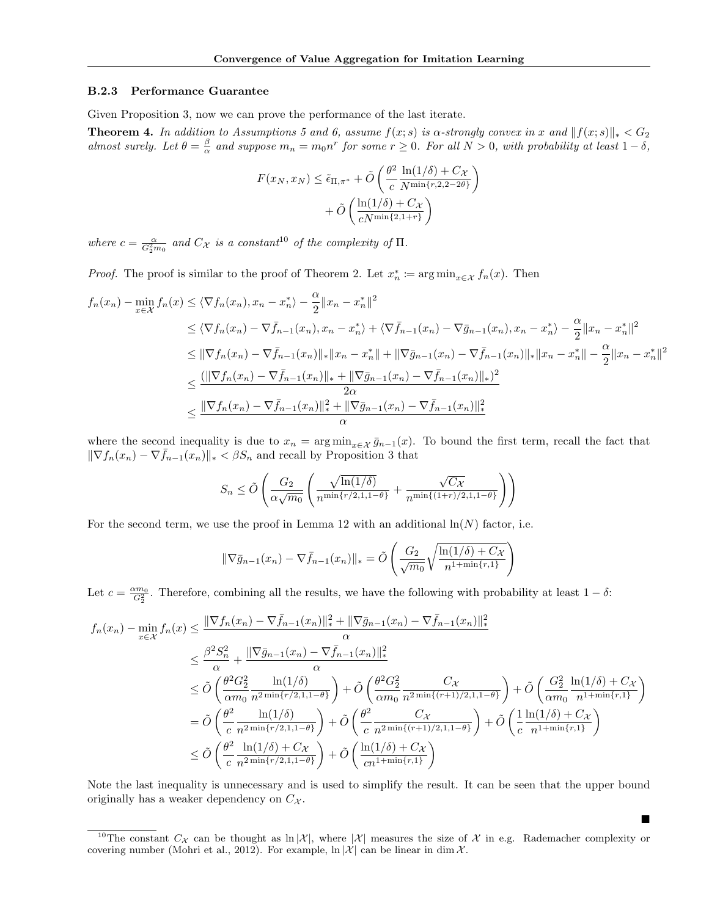### B.2.3 Performance Guarantee

Given Proposition 3, now we can prove the performance of the last iterate.

**Theorem 4.** *In addition to Assumptions 5 and 6, assume $f(x;s)$ is $\alpha$-strongly convex in $x$ and $\|f(x;s)\|_* < G_2$ almost surely. Let $\theta = \frac{\beta}{\alpha}$ and suppose $m_n = m_0 n^r$ for some $r \geq 0$. For all $N > 0$, with probability at least $1-\delta$,*

$$F(x_N, x_N) \leq \tilde{\epsilon}_{\Pi,\pi^*} + \tilde{O}\left(\frac{\theta^2}{c}\frac{\ln(1/\delta) + C_{\mathcal{X}}}{N^{\min\{r,2,2-2\theta\}}}\right) + \tilde{O}\left(\frac{\ln(1/\delta) + C_{\mathcal{X}}}{cN^{\min\{2,1+r\}}}\right)$$

*where $c = \frac{\alpha}{G_2^2 m_0}$ and $C_{\mathcal{X}}$ is a constant*[10] *of the complexity of $\Pi$.*

*Proof.* The proof is similar to the proof of Theorem 2. Let $x_n^* \coloneqq \arg\min_{x\in\mathcal{X}} f_n(x)$. Then

$$\begin{aligned}
f_n(x_n) - \min_{x\in\mathcal{X}} f_n(x) &\leq \langle \nabla f_n(x_n), x_n - x_n^* \rangle - \frac{\alpha}{2}\|x_n - x_n^*\|^2 \\
&\leq \langle \nabla f_n(x_n) - \nabla \bar{f}_{n-1}(x_n), x_n - x_n^* \rangle + \langle \nabla \bar{f}_{n-1}(x_n) - \nabla \bar{g}_{n-1}(x_n), x_n - x_n^* \rangle - \frac{\alpha}{2}\|x_n - x_n^*\|^2 \\
&\leq \|\nabla f_n(x_n) - \nabla \bar{f}_{n-1}(x_n)\|_* \|x_n - x_n^*\| + \|\nabla \bar{g}_{n-1}(x_n) - \nabla \bar{f}_{n-1}(x_n)\|_* \|x_n - x_n^*\| - \frac{\alpha}{2}\|x_n - x_n^*\|^2 \\
&\leq \frac{(\|\nabla f_n(x_n) - \nabla \bar{f}_{n-1}(x_n)\|_* + \|\nabla \bar{g}_{n-1}(x_n) - \nabla \bar{f}_{n-1}(x_n)\|_*)^2}{2\alpha} \\
&\leq \frac{\|\nabla f_n(x_n) - \nabla \bar{f}_{n-1}(x_n)\|_*^2 + \|\nabla \bar{g}_{n-1}(x_n) - \nabla \bar{f}_{n-1}(x_n)\|_*^2}{\alpha}
\end{aligned}$$

where the second inequality is due to $x_n = \arg\min_{x\in\mathcal{X}} \bar{g}_{n-1}(x)$. To bound the first term, recall the fact that $\|\nabla f_n(x_n) - \nabla \bar{f}_{n-1}(x_n)\|_* < \beta S_n$ and recall by Proposition 3 that

$$S_n \leq \tilde{O}\left(\frac{G_2}{\alpha\sqrt{m_0}}\left(\frac{\sqrt{\ln(1/\delta)}}{n^{\min\{r/2,1,1-\theta\}}} + \frac{\sqrt{C_{\mathcal{X}}}}{n^{\min\{(1+r)/2,1,1-\theta\}}}\right)\right)$$

For the second term, we use the proof in Lemma 12 with an additional $\ln(N)$ factor, i.e.

$$\|\nabla \bar{g}_{n-1}(x_n) - \nabla \bar{f}_{n-1}(x_n)\|_* = \tilde{O}\left(\frac{G_2}{\sqrt{m_0}}\sqrt{\frac{\ln(1/\delta) + C_{\mathcal{X}}}{n^{1+\min\{r,1\}}}}\right)$$

Let $c = \frac{\alpha m_0}{G_2^2}$. Therefore, combining all the results, we have the following with probability at least $1-\delta$:

$$\begin{aligned}
f_n(x_n) - \min_{x\in\mathcal{X}} f_n(x) &\leq \frac{\|\nabla f_n(x_n) - \nabla \bar{f}_{n-1}(x_n)\|_*^2 + \|\nabla \bar{g}_{n-1}(x_n) - \nabla \bar{f}_{n-1}(x_n)\|_*^2}{\alpha} \\
&\leq \frac{\beta^2 S_n^2}{\alpha} + \frac{\|\nabla \bar{g}_{n-1}(x_n) - \nabla \bar{f}_{n-1}(x_n)\|_*^2}{\alpha} \\
&\leq \tilde{O}\left(\frac{\theta^2 G_2^2}{\alpha m_0}\frac{\ln(1/\delta)}{n^{2\min\{r/2,1,1-\theta\}}}\right) + \tilde{O}\left(\frac{\theta^2 G_2^2}{\alpha m_0}\frac{C_{\mathcal{X}}}{n^{2\min\{(r+1)/2,1,1-\theta\}}}\right) + \tilde{O}\left(\frac{G_2^2}{\alpha m_0}\frac{\ln(1/\delta) + C_{\mathcal{X}}}{n^{1+\min\{r,1\}}}\right) \\
&= \tilde{O}\left(\frac{\theta^2}{c}\frac{\ln(1/\delta)}{n^{2\min\{r/2,1,1-\theta\}}}\right) + \tilde{O}\left(\frac{\theta^2}{c}\frac{C_{\mathcal{X}}}{n^{2\min\{(r+1)/2,1,1-\theta\}}}\right) + \tilde{O}\left(\frac{1}{c}\frac{\ln(1/\delta) + C_{\mathcal{X}}}{n^{1+\min\{r,1\}}}\right) \\
&\leq \tilde{O}\left(\frac{\theta^2}{c}\frac{\ln(1/\delta) + C_{\mathcal{X}}}{n^{2\min\{r/2,1,1-\theta\}}}\right) + \tilde{O}\left(\frac{\ln(1/\delta) + C_{\mathcal{X}}}{cn^{1+\min\{r,1\}}}\right)
\end{aligned}$$

Note the last inequality is unnecessary and is used to simplify the result. It can be seen that the upper bound originally has a weaker dependency on $C_{\mathcal{X}}$. ■

[10] The constant $C_{\mathcal{X}}$ can be thought as $\ln|\mathcal{X}|$, where $|\mathcal{X}|$ measures the size of $\mathcal{X}$ in e.g. Rademacher complexity or covering number (Mohri et al., 2012). For example, $\ln|\mathcal{X}|$ can be linear in $\dim \mathcal{X}$.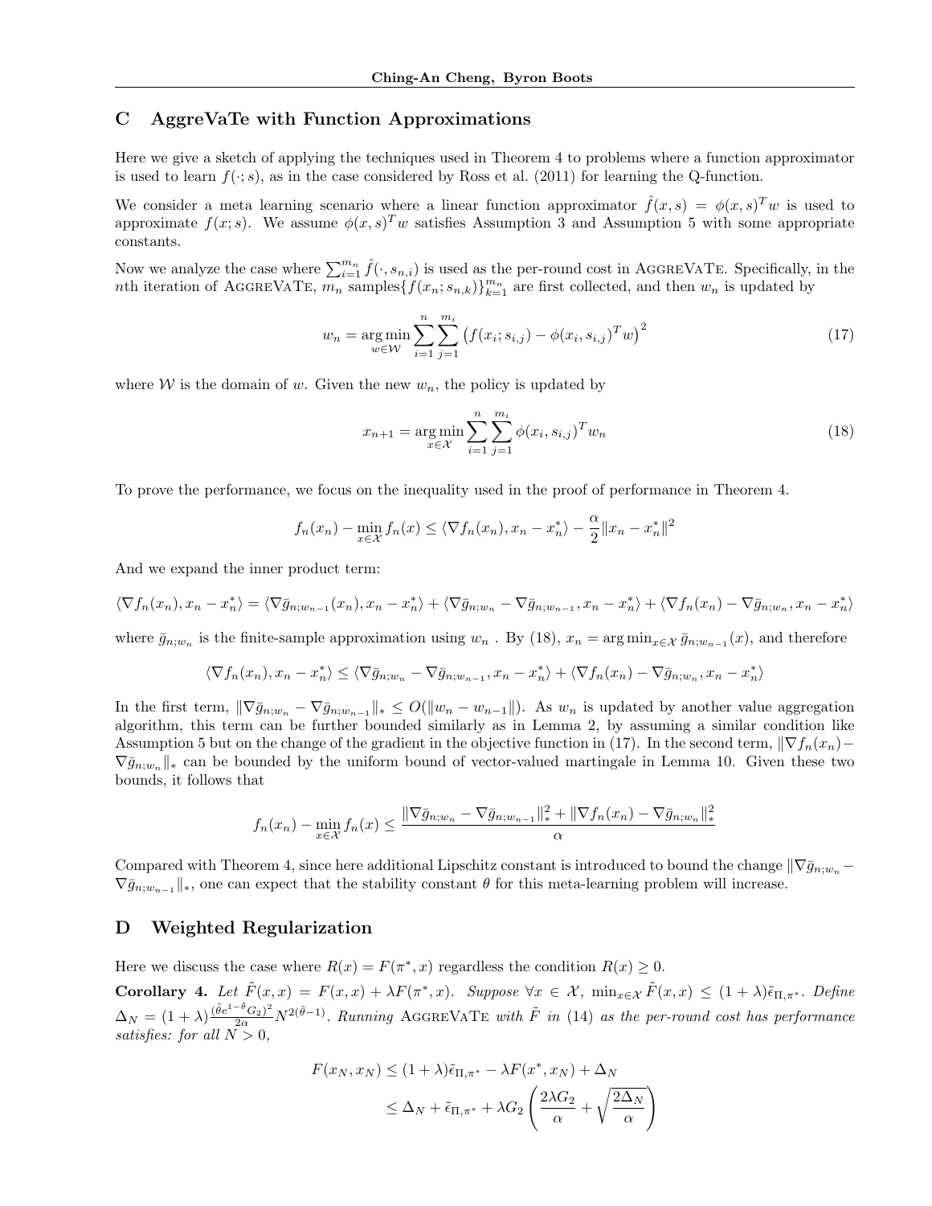## C AggreVaTe with Function Approximations

Here we give a sketch of applying the techniques used in Theorem 4 to problems where a function approximator is used to learn $f(\cdot; s)$, as in the case considered by Ross et al. (2011) for learning the Q-function.

We consider a meta learning scenario where a linear function approximator $\hat{f}(x,s) = \phi(x,s)^T w$ is used to approximate $f(x;s)$. We assume $\phi(x,s)^T w$ satisfies Assumption 3 and Assumption 5 with some appropriate constants.

Now we analyze the case where $\sum_{i=1}^{m_n} \hat{f}(\cdot, s_{n,i})$ is used as the per-round cost in AggreVaTe. Specifically, in the $n$th iteration of AggreVaTe, $m_n$ samples$\{f(x_n; s_{n,k})\}_{k=1}^{m_n}$ are first collected, and then $w_n$ is updated by

$$w_n = \arg\min_{w \in \mathcal{W}} \sum_{i=1}^{n} \sum_{j=1}^{m_i} \left( f(x_i; s_{i,j}) - \phi(x_i, s_{i,j})^T w \right)^2 \tag{17}$$

where $\mathcal{W}$ is the domain of $w$. Given the new $w_n$, the policy is updated by

$$x_{n+1} = \arg\min_{x \in \mathcal{X}} \sum_{i=1}^{n} \sum_{j=1}^{m_i} \phi(x_i, s_{i,j})^T w_n \tag{18}$$

To prove the performance, we focus on the inequality used in the proof of performance in Theorem 4.

$$f_n(x_n) - \min_{x \in \mathcal{X}} f_n(x) \leq \langle \nabla f_n(x_n), x_n - x_n^* \rangle - \frac{\alpha}{2} \|x_n - x_n^*\|^2$$

And we expand the inner product term:

$$\langle \nabla f_n(x_n), x_n - x_n^* \rangle = \langle \nabla \bar{g}_{n;w_{n-1}}(x_n), x_n - x_n^* \rangle + \langle \nabla \bar{g}_{n;w_n} - \nabla \bar{g}_{n;w_{n-1}}, x_n - x_n^* \rangle + \langle \nabla f_n(x_n) - \nabla \bar{g}_{n;w_n}, x_n - x_n^* \rangle$$

where $\bar{g}_{n;w_n}$ is the finite-sample approximation using $w_n$ . By (18), $x_n = \arg\min_{x \in \mathcal{X}} \bar{g}_{n;w_{n-1}}(x)$, and therefore

$$\langle \nabla f_n(x_n), x_n - x_n^* \rangle \leq \langle \nabla \bar{g}_{n;w_n} - \nabla \bar{g}_{n;w_{n-1}}, x_n - x_n^* \rangle + \langle \nabla f_n(x_n) - \nabla \bar{g}_{n;w_n}, x_n - x_n^* \rangle$$

In the first term, $\|\nabla \bar{g}_{n;w_n} - \nabla \bar{g}_{n;w_{n-1}}\|_* \leq O(\|w_n - w_{n-1}\|)$. As $w_n$ is updated by another value aggregation algorithm, this term can be further bounded similarly as in Lemma 2, by assuming a similar condition like Assumption 5 but on the change of the gradient in the objective function in (17). In the second term, $\|\nabla f_n(x_n) - \nabla \bar{g}_{n;w_n}\|_*$ can be bounded by the uniform bound of vector-valued martingale in Lemma 10. Given these two bounds, it follows that

$$f_n(x_n) - \min_{x \in \mathcal{X}} f_n(x) \leq \frac{\|\nabla \bar{g}_{n;w_n} - \nabla \bar{g}_{n;w_{n-1}}\|_*^2 + \|\nabla f_n(x_n) - \nabla \bar{g}_{n;w_n}\|_*^2}{\alpha}$$

Compared with Theorem 4, since here additional Lipschitz constant is introduced to bound the change $\|\nabla \bar{g}_{n;w_n} - \nabla \bar{g}_{n;w_{n-1}}\|_*$, one can expect that the stability constant $\theta$ for this meta-learning problem will increase.

## D Weighted Regularization

Here we discuss the case where $R(x) = F(\pi^*, x)$ regardless the condition $R(x) \geq 0$.

**Corollary 4.** *Let $\tilde{F}(x,x) = F(x,x) + \lambda F(\pi^*, x)$. Suppose $\forall x \in \mathcal{X}$, $\min_{x \in \mathcal{X}} \tilde{F}(x,x) \leq (1+\lambda)\tilde{\epsilon}_{\Pi,\pi^*}$. Define $\Delta_N = (1+\lambda)\frac{(\tilde{\theta}e^{1-\tilde{\theta}}G_2)^2}{2\alpha} N^{2(\tilde{\theta}-1)}$. Running* AggreVaTe *with $\tilde{F}$ in (14) as the per-round cost has performance satisfies: for all $N > 0$,*

$$\begin{aligned} F(x_N, x_N) &\leq (1+\lambda)\tilde{\epsilon}_{\Pi,\pi^*} - \lambda F(x^*, x_N) + \Delta_N \\ &\leq \Delta_N + \tilde{\epsilon}_{\Pi,\pi^*} + \lambda G_2 \left( \frac{2\lambda G_2}{\alpha} + \sqrt{\frac{2\Delta_N}{\alpha}} \right) \end{aligned}$$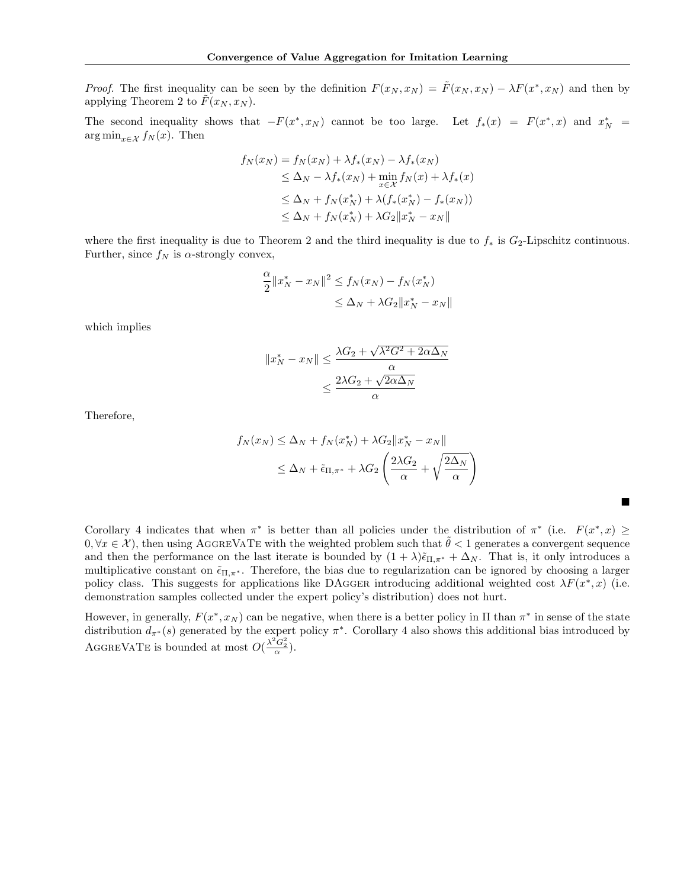*Proof.* The first inequality can be seen by the definition $F(x_N, x_N) = \tilde{F}(x_N, x_N) - \lambda F(x^*, x_N)$ and then by applying Theorem 2 to $\tilde{F}(x_N, x_N)$.

The second inequality shows that $-F(x^*, x_N)$ cannot be too large. Let $f_*(x) = F(x^*, x)$ and $x_N^* = \arg\min_{x \in \mathcal{X}} f_N(x)$. Then

$$
\begin{aligned}
f_N(x_N) &= f_N(x_N) + \lambda f_*(x_N) - \lambda f_*(x_N) \\
&\leq \Delta_N - \lambda f_*(x_N) + \min_{x \in \mathcal{X}} f_N(x) + \lambda f_*(x) \\
&\leq \Delta_N + f_N(x_N^*) + \lambda(f_*(x_N^*) - f_*(x_N)) \\
&\leq \Delta_N + f_N(x_N^*) + \lambda G_2 \|x_N^* - x_N\|
\end{aligned}
$$

where the first inequality is due to Theorem 2 and the third inequality is due to $f_*$ is $G_2$-Lipschitz continuous. Further, since $f_N$ is $\alpha$-strongly convex,

$$
\begin{aligned}
\frac{\alpha}{2}\|x_N^* - x_N\|^2 &\leq f_N(x_N) - f_N(x_N^*) \\
&\leq \Delta_N + \lambda G_2 \|x_N^* - x_N\|
\end{aligned}
$$

which implies

$$
\begin{aligned}
\|x_N^* - x_N\| &\leq \frac{\lambda G_2 + \sqrt{\lambda^2 G^2 + 2\alpha \Delta_N}}{\alpha} \\
&\leq \frac{2\lambda G_2 + \sqrt{2\alpha \Delta_N}}{\alpha}
\end{aligned}
$$

Therefore,

$$
\begin{aligned}
f_N(x_N) &\leq \Delta_N + f_N(x_N^*) + \lambda G_2 \|x_N^* - x_N\| \\
&\leq \Delta_N + \tilde{\epsilon}_{\Pi,\pi^*} + \lambda G_2 \left( \frac{2\lambda G_2}{\alpha} + \sqrt{\frac{2\Delta_N}{\alpha}} \right)
\end{aligned}
$$

■

Corollary 4 indicates that when $\pi^*$ is better than all policies under the distribution of $\pi^*$ (i.e. $F(x^*, x) \geq 0, \forall x \in \mathcal{X}$), then using AGGREVATE with the weighted problem such that $\tilde{\theta} < 1$ generates a convergent sequence and then the performance on the last iterate is bounded by $(1 + \lambda)\tilde{\epsilon}_{\Pi,\pi^*} + \Delta_N$. That is, it only introduces a multiplicative constant on $\tilde{\epsilon}_{\Pi,\pi^*}$. Therefore, the bias due to regularization can be ignored by choosing a larger policy class. This suggests for applications like DAGGER introducing additional weighted cost $\lambda F(x^*, x)$ (i.e. demonstration samples collected under the expert policy's distribution) does not hurt.

However, in generally, $F(x^*, x_N)$ can be negative, when there is a better policy in $\Pi$ than $\pi^*$ in sense of the state distribution $d_{\pi^*}(s)$ generated by the expert policy $\pi^*$. Corollary 4 also shows this additional bias introduced by AGGREVATE is bounded at most $O(\frac{\lambda^2 G_2^2}{\alpha})$.